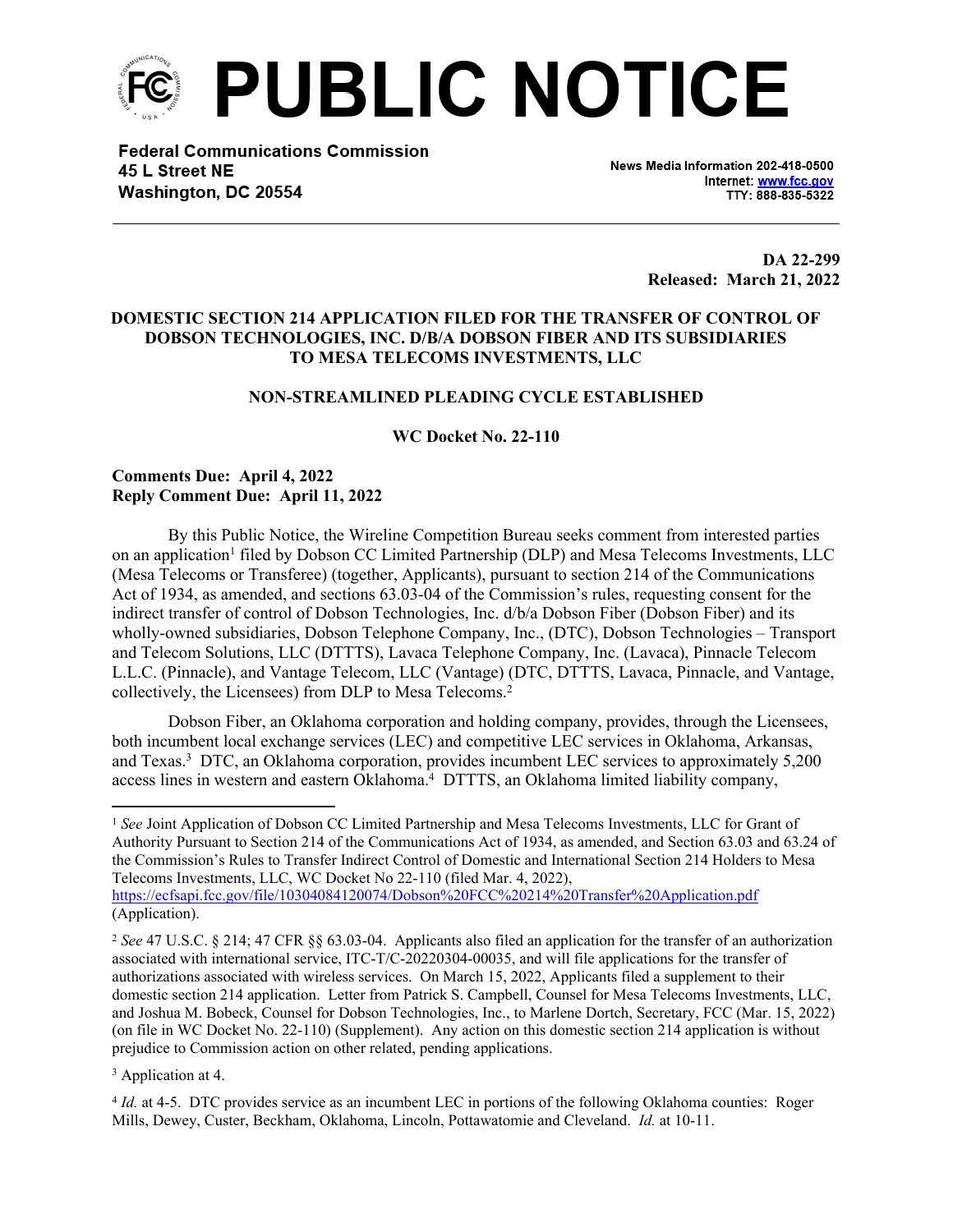# PUBLIC NOTICE

**Federal Communications Commission**
**45 L Street NE**
**Washington, DC 20554**

News Media Information 202-418-0500
Internet: www.fcc.gov
TTY: 888-835-5322

**DA 22-299**
**Released: March 21, 2022**

**DOMESTIC SECTION 214 APPLICATION FILED FOR THE TRANSFER OF CONTROL OF DOBSON TECHNOLOGIES, INC. D/B/A DOBSON FIBER AND ITS SUBSIDIARIES TO MESA TELECOMS INVESTMENTS, LLC**

**NON-STREAMLINED PLEADING CYCLE ESTABLISHED**

**WC Docket No. 22-110**

**Comments Due: April 4, 2022**
**Reply Comment Due: April 11, 2022**

By this Public Notice, the Wireline Competition Bureau seeks comment from interested parties on an application[1] filed by Dobson CC Limited Partnership (DLP) and Mesa Telecoms Investments, LLC (Mesa Telecoms or Transferee) (together, Applicants), pursuant to section 214 of the Communications Act of 1934, as amended, and sections 63.03-04 of the Commission's rules, requesting consent for the indirect transfer of control of Dobson Technologies, Inc. d/b/a Dobson Fiber (Dobson Fiber) and its wholly-owned subsidiaries, Dobson Telephone Company, Inc., (DTC), Dobson Technologies – Transport and Telecom Solutions, LLC (DTTTS), Lavaca Telephone Company, Inc. (Lavaca), Pinnacle Telecom L.L.C. (Pinnacle), and Vantage Telecom, LLC (Vantage) (DTC, DTTTS, Lavaca, Pinnacle, and Vantage, collectively, the Licensees) from DLP to Mesa Telecoms.[2]

Dobson Fiber, an Oklahoma corporation and holding company, provides, through the Licensees, both incumbent local exchange services (LEC) and competitive LEC services in Oklahoma, Arkansas, and Texas.[3] DTC, an Oklahoma corporation, provides incumbent LEC services to approximately 5,200 access lines in western and eastern Oklahoma.[4] DTTTS, an Oklahoma limited liability company,

---

[1] *See* Joint Application of Dobson CC Limited Partnership and Mesa Telecoms Investments, LLC for Grant of Authority Pursuant to Section 214 of the Communications Act of 1934, as amended, and Section 63.03 and 63.24 of the Commission's Rules to Transfer Indirect Control of Domestic and International Section 214 Holders to Mesa Telecoms Investments, LLC, WC Docket No 22-110 (filed Mar. 4, 2022), https://ecfsapi.fcc.gov/file/10304084120074/Dobson%20FCC%20214%20Transfer%20Application.pdf (Application).

[2] *See* 47 U.S.C. § 214; 47 CFR §§ 63.03-04. Applicants also filed an application for the transfer of an authorization associated with international service, ITC-T/C-20220304-00035, and will file applications for the transfer of authorizations associated with wireless services. On March 15, 2022, Applicants filed a supplement to their domestic section 214 application. Letter from Patrick S. Campbell, Counsel for Mesa Telecoms Investments, LLC, and Joshua M. Bobeck, Counsel for Dobson Technologies, Inc., to Marlene Dortch, Secretary, FCC (Mar. 15, 2022) (on file in WC Docket No. 22-110) (Supplement). Any action on this domestic section 214 application is without prejudice to Commission action on other related, pending applications.

[3] Application at 4.

[4] *Id.* at 4-5. DTC provides service as an incumbent LEC in portions of the following Oklahoma counties: Roger Mills, Dewey, Custer, Beckham, Oklahoma, Lincoln, Pottawatomie and Cleveland. *Id.* at 10-11.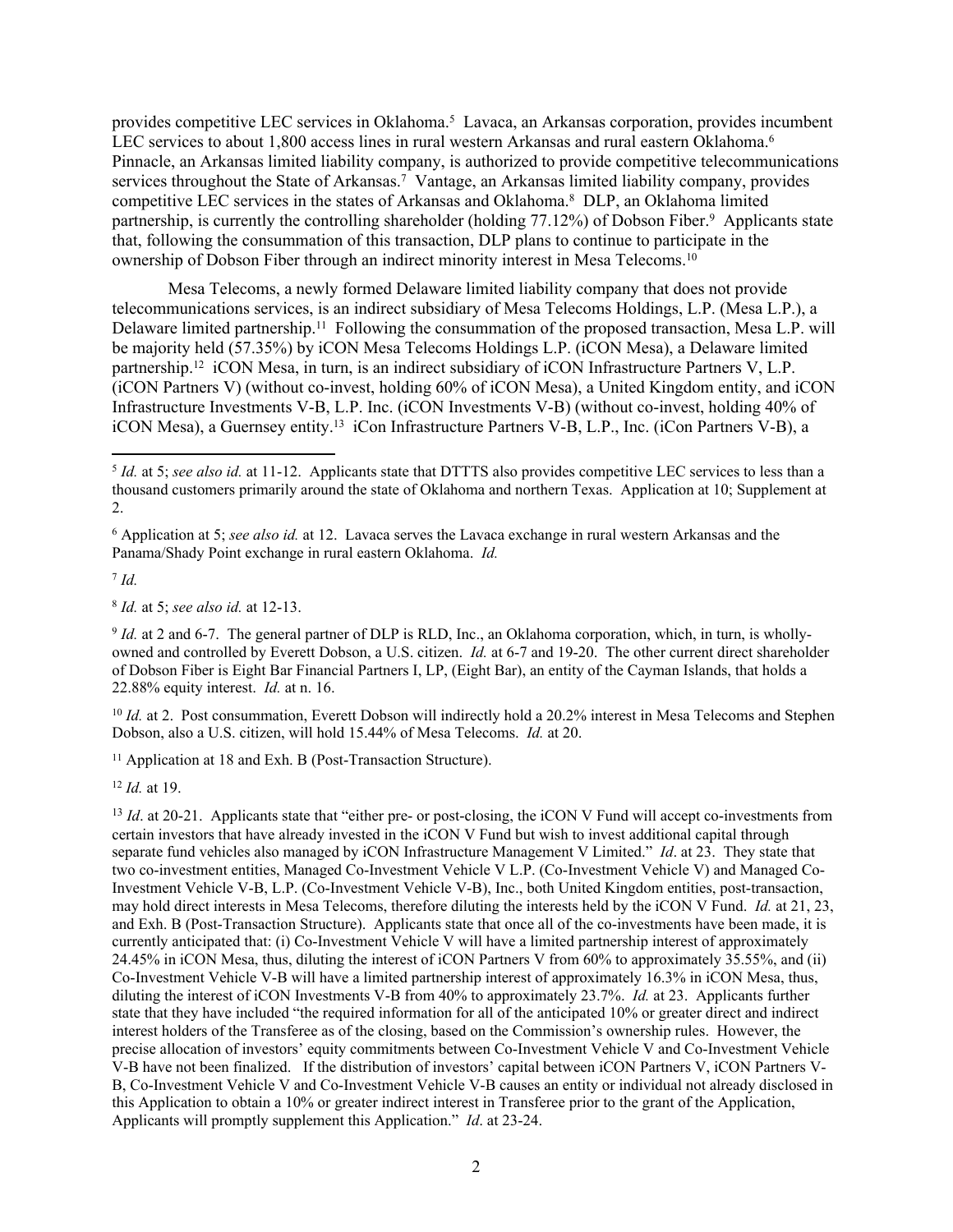provides competitive LEC services in Oklahoma.[5] Lavaca, an Arkansas corporation, provides incumbent LEC services to about 1,800 access lines in rural western Arkansas and rural eastern Oklahoma.[6] Pinnacle, an Arkansas limited liability company, is authorized to provide competitive telecommunications services throughout the State of Arkansas.[7] Vantage, an Arkansas limited liability company, provides competitive LEC services in the states of Arkansas and Oklahoma.[8] DLP, an Oklahoma limited partnership, is currently the controlling shareholder (holding 77.12%) of Dobson Fiber.[9] Applicants state that, following the consummation of this transaction, DLP plans to continue to participate in the ownership of Dobson Fiber through an indirect minority interest in Mesa Telecoms.[10]

Mesa Telecoms, a newly formed Delaware limited liability company that does not provide telecommunications services, is an indirect subsidiary of Mesa Telecoms Holdings, L.P. (Mesa L.P.), a Delaware limited partnership.[11] Following the consummation of the proposed transaction, Mesa L.P. will be majority held (57.35%) by iCON Mesa Telecoms Holdings L.P. (iCON Mesa), a Delaware limited partnership.[12] iCON Mesa, in turn, is an indirect subsidiary of iCON Infrastructure Partners V, L.P. (iCON Partners V) (without co-invest, holding 60% of iCON Mesa), a United Kingdom entity, and iCON Infrastructure Investments V-B, L.P. Inc. (iCON Investments V-B) (without co-invest, holding 40% of iCON Mesa), a Guernsey entity.[13] iCon Infrastructure Partners V-B, L.P., Inc. (iCon Partners V-B), a

---

[5] *Id.* at 5; *see also id.* at 11-12. Applicants state that DTTTS also provides competitive LEC services to less than a thousand customers primarily around the state of Oklahoma and northern Texas. Application at 10; Supplement at 2.

[6] Application at 5; *see also id.* at 12. Lavaca serves the Lavaca exchange in rural western Arkansas and the Panama/Shady Point exchange in rural eastern Oklahoma. *Id.*

[7] *Id.*

[8] *Id.* at 5; *see also id.* at 12-13.

[9] *Id.* at 2 and 6-7. The general partner of DLP is RLD, Inc., an Oklahoma corporation, which, in turn, is wholly-owned and controlled by Everett Dobson, a U.S. citizen. *Id.* at 6-7 and 19-20. The other current direct shareholder of Dobson Fiber is Eight Bar Financial Partners I, LP, (Eight Bar), an entity of the Cayman Islands, that holds a 22.88% equity interest. *Id.* at n. 16.

[10] *Id.* at 2. Post consummation, Everett Dobson will indirectly hold a 20.2% interest in Mesa Telecoms and Stephen Dobson, also a U.S. citizen, will hold 15.44% of Mesa Telecoms. *Id.* at 20.

[11] Application at 18 and Exh. B (Post-Transaction Structure).

[12] *Id.* at 19.

[13] *Id*. at 20-21. Applicants state that "either pre- or post-closing, the iCON V Fund will accept co-investments from certain investors that have already invested in the iCON V Fund but wish to invest additional capital through separate fund vehicles also managed by iCON Infrastructure Management V Limited." *Id*. at 23. They state that two co-investment entities, Managed Co-Investment Vehicle V L.P. (Co-Investment Vehicle V) and Managed Co-Investment Vehicle V-B, L.P. (Co-Investment Vehicle V-B), Inc., both United Kingdom entities, post-transaction, may hold direct interests in Mesa Telecoms, therefore diluting the interests held by the iCON V Fund. *Id.* at 21, 23, and Exh. B (Post-Transaction Structure). Applicants state that once all of the co-investments have been made, it is currently anticipated that: (i) Co-Investment Vehicle V will have a limited partnership interest of approximately 24.45% in iCON Mesa, thus, diluting the interest of iCON Partners V from 60% to approximately 35.55%, and (ii) Co-Investment Vehicle V-B will have a limited partnership interest of approximately 16.3% in iCON Mesa, thus, diluting the interest of iCON Investments V-B from 40% to approximately 23.7%. *Id.* at 23. Applicants further state that they have included "the required information for all of the anticipated 10% or greater direct and indirect interest holders of the Transferee as of the closing, based on the Commission's ownership rules. However, the precise allocation of investors' equity commitments between Co-Investment Vehicle V and Co-Investment Vehicle V-B have not been finalized. If the distribution of investors' capital between iCON Partners V, iCON Partners V-B, Co-Investment Vehicle V and Co-Investment Vehicle V-B causes an entity or individual not already disclosed in this Application to obtain a 10% or greater indirect interest in Transferee prior to the grant of the Application, Applicants will promptly supplement this Application." *Id*. at 23-24.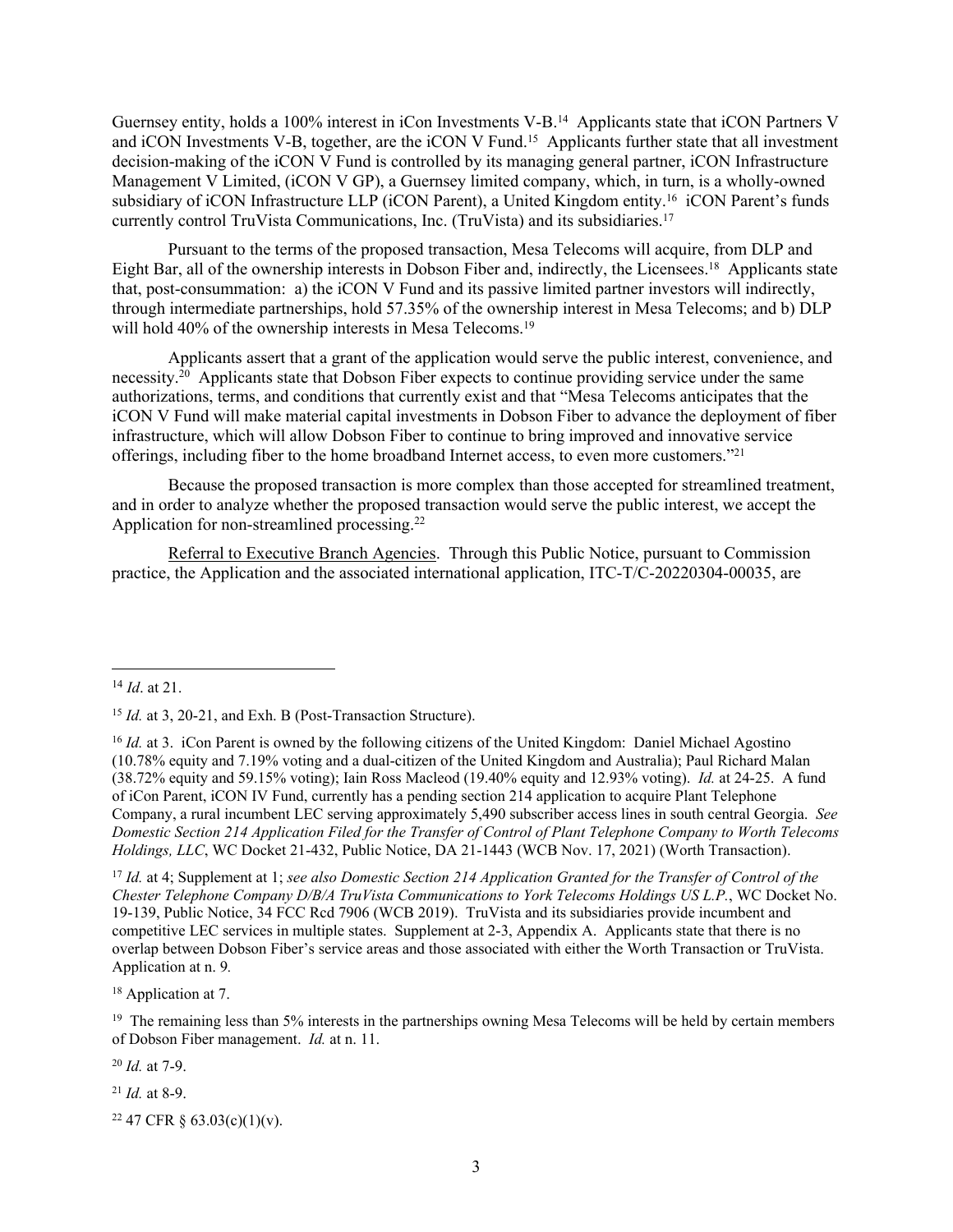Guernsey entity, holds a 100% interest in iCon Investments V-B.[14] Applicants state that iCON Partners V and iCON Investments V-B, together, are the iCON V Fund.[15] Applicants further state that all investment decision-making of the iCON V Fund is controlled by its managing general partner, iCON Infrastructure Management V Limited, (iCON V GP), a Guernsey limited company, which, in turn, is a wholly-owned subsidiary of iCON Infrastructure LLP (iCON Parent), a United Kingdom entity.[16] iCON Parent's funds currently control TruVista Communications, Inc. (TruVista) and its subsidiaries.[17]

Pursuant to the terms of the proposed transaction, Mesa Telecoms will acquire, from DLP and Eight Bar, all of the ownership interests in Dobson Fiber and, indirectly, the Licensees.[18] Applicants state that, post-consummation: a) the iCON V Fund and its passive limited partner investors will indirectly, through intermediate partnerships, hold 57.35% of the ownership interest in Mesa Telecoms; and b) DLP will hold 40% of the ownership interests in Mesa Telecoms.[19]

Applicants assert that a grant of the application would serve the public interest, convenience, and necessity.[20] Applicants state that Dobson Fiber expects to continue providing service under the same authorizations, terms, and conditions that currently exist and that "Mesa Telecoms anticipates that the iCON V Fund will make material capital investments in Dobson Fiber to advance the deployment of fiber infrastructure, which will allow Dobson Fiber to continue to bring improved and innovative service offerings, including fiber to the home broadband Internet access, to even more customers."[21]

Because the proposed transaction is more complex than those accepted for streamlined treatment, and in order to analyze whether the proposed transaction would serve the public interest, we accept the Application for non-streamlined processing.[22]

Referral to Executive Branch Agencies. Through this Public Notice, pursuant to Commission practice, the Application and the associated international application, ITC-T/C-20220304-00035, are

---

[14] *Id*. at 21.

[15] *Id.* at 3, 20-21, and Exh. B (Post-Transaction Structure).

[16] *Id.* at 3. iCon Parent is owned by the following citizens of the United Kingdom: Daniel Michael Agostino (10.78% equity and 7.19% voting and a dual-citizen of the United Kingdom and Australia); Paul Richard Malan (38.72% equity and 59.15% voting); Iain Ross Macleod (19.40% equity and 12.93% voting). *Id.* at 24-25. A fund of iCon Parent, iCON IV Fund, currently has a pending section 214 application to acquire Plant Telephone Company, a rural incumbent LEC serving approximately 5,490 subscriber access lines in south central Georgia. *See Domestic Section 214 Application Filed for the Transfer of Control of Plant Telephone Company to Worth Telecoms Holdings, LLC*, WC Docket 21-432, Public Notice, DA 21-1443 (WCB Nov. 17, 2021) (Worth Transaction).

[17] *Id.* at 4; Supplement at 1; *see also Domestic Section 214 Application Granted for the Transfer of Control of the Chester Telephone Company D/B/A TruVista Communications to York Telecoms Holdings US L.P.*, WC Docket No. 19-139, Public Notice, 34 FCC Rcd 7906 (WCB 2019). TruVista and its subsidiaries provide incumbent and competitive LEC services in multiple states. Supplement at 2-3, Appendix A. Applicants state that there is no overlap between Dobson Fiber's service areas and those associated with either the Worth Transaction or TruVista. Application at n. 9.

[18] Application at 7.

[19] The remaining less than 5% interests in the partnerships owning Mesa Telecoms will be held by certain members of Dobson Fiber management. *Id.* at n. 11.

[20] *Id.* at 7-9.

[21] *Id.* at 8-9.

[22] 47 CFR § 63.03(c)(1)(v).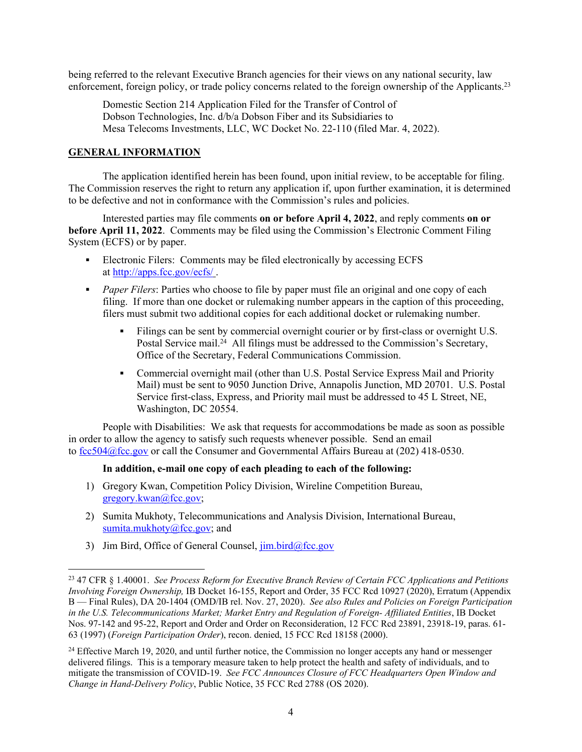being referred to the relevant Executive Branch agencies for their views on any national security, law enforcement, foreign policy, or trade policy concerns related to the foreign ownership of the Applicants.[23]

> Domestic Section 214 Application Filed for the Transfer of Control of Dobson Technologies, Inc. d/b/a Dobson Fiber and its Subsidiaries to Mesa Telecoms Investments, LLC, WC Docket No. 22-110 (filed Mar. 4, 2022).

**GENERAL INFORMATION**

The application identified herein has been found, upon initial review, to be acceptable for filing. The Commission reserves the right to return any application if, upon further examination, it is determined to be defective and not in conformance with the Commission's rules and policies.

Interested parties may file comments **on or before April 4, 2022**, and reply comments **on or before April 11, 2022**. Comments may be filed using the Commission's Electronic Comment Filing System (ECFS) or by paper.

- Electronic Filers: Comments may be filed electronically by accessing ECFS at http://apps.fcc.gov/ecfs/ .
- *Paper Filers*: Parties who choose to file by paper must file an original and one copy of each filing. If more than one docket or rulemaking number appears in the caption of this proceeding, filers must submit two additional copies for each additional docket or rulemaking number.
  - Filings can be sent by commercial overnight courier or by first-class or overnight U.S. Postal Service mail.[24] All filings must be addressed to the Commission's Secretary, Office of the Secretary, Federal Communications Commission.
  - Commercial overnight mail (other than U.S. Postal Service Express Mail and Priority Mail) must be sent to 9050 Junction Drive, Annapolis Junction, MD 20701. U.S. Postal Service first-class, Express, and Priority mail must be addressed to 45 L Street, NE, Washington, DC 20554.

People with Disabilities: We ask that requests for accommodations be made as soon as possible in order to allow the agency to satisfy such requests whenever possible. Send an email to fcc504@fcc.gov or call the Consumer and Governmental Affairs Bureau at (202) 418-0530.

**In addition, e-mail one copy of each pleading to each of the following:**

1) Gregory Kwan, Competition Policy Division, Wireline Competition Bureau, gregory.kwan@fcc.gov;
2) Sumita Mukhoty, Telecommunications and Analysis Division, International Bureau, sumita.mukhoty@fcc.gov; and
3) Jim Bird, Office of General Counsel, jim.bird@fcc.gov

---

[23] 47 CFR § 1.40001. *See Process Reform for Executive Branch Review of Certain FCC Applications and Petitions Involving Foreign Ownership,* IB Docket 16-155, Report and Order, 35 FCC Rcd 10927 (2020), Erratum (Appendix B — Final Rules), DA 20-1404 (OMD/IB rel. Nov. 27, 2020). *See also Rules and Policies on Foreign Participation in the U.S. Telecommunications Market; Market Entry and Regulation of Foreign- Affiliated Entities*, IB Docket Nos. 97-142 and 95-22, Report and Order and Order on Reconsideration, 12 FCC Rcd 23891, 23918-19, paras. 61-63 (1997) (*Foreign Participation Order*), recon. denied, 15 FCC Rcd 18158 (2000).

[24] Effective March 19, 2020, and until further notice, the Commission no longer accepts any hand or messenger delivered filings. This is a temporary measure taken to help protect the health and safety of individuals, and to mitigate the transmission of COVID-19. *See FCC Announces Closure of FCC Headquarters Open Window and Change in Hand-Delivery Policy*, Public Notice, 35 FCC Rcd 2788 (OS 2020).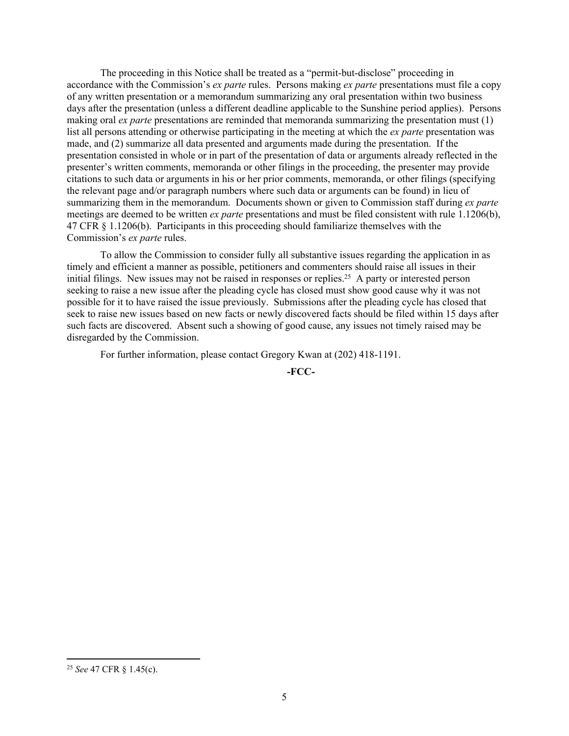The proceeding in this Notice shall be treated as a "permit-but-disclose" proceeding in accordance with the Commission's *ex parte* rules. Persons making *ex parte* presentations must file a copy of any written presentation or a memorandum summarizing any oral presentation within two business days after the presentation (unless a different deadline applicable to the Sunshine period applies). Persons making oral *ex parte* presentations are reminded that memoranda summarizing the presentation must (1) list all persons attending or otherwise participating in the meeting at which the *ex parte* presentation was made, and (2) summarize all data presented and arguments made during the presentation. If the presentation consisted in whole or in part of the presentation of data or arguments already reflected in the presenter's written comments, memoranda or other filings in the proceeding, the presenter may provide citations to such data or arguments in his or her prior comments, memoranda, or other filings (specifying the relevant page and/or paragraph numbers where such data or arguments can be found) in lieu of summarizing them in the memorandum. Documents shown or given to Commission staff during *ex parte* meetings are deemed to be written *ex parte* presentations and must be filed consistent with rule 1.1206(b), 47 CFR § 1.1206(b). Participants in this proceeding should familiarize themselves with the Commission's *ex parte* rules.

To allow the Commission to consider fully all substantive issues regarding the application in as timely and efficient a manner as possible, petitioners and commenters should raise all issues in their initial filings. New issues may not be raised in responses or replies.[25] A party or interested person seeking to raise a new issue after the pleading cycle has closed must show good cause why it was not possible for it to have raised the issue previously. Submissions after the pleading cycle has closed that seek to raise new issues based on new facts or newly discovered facts should be filed within 15 days after such facts are discovered. Absent such a showing of good cause, any issues not timely raised may be disregarded by the Commission.

For further information, please contact Gregory Kwan at (202) 418-1191.

**-FCC-**

[25] *See* 47 CFR § 1.45(c).